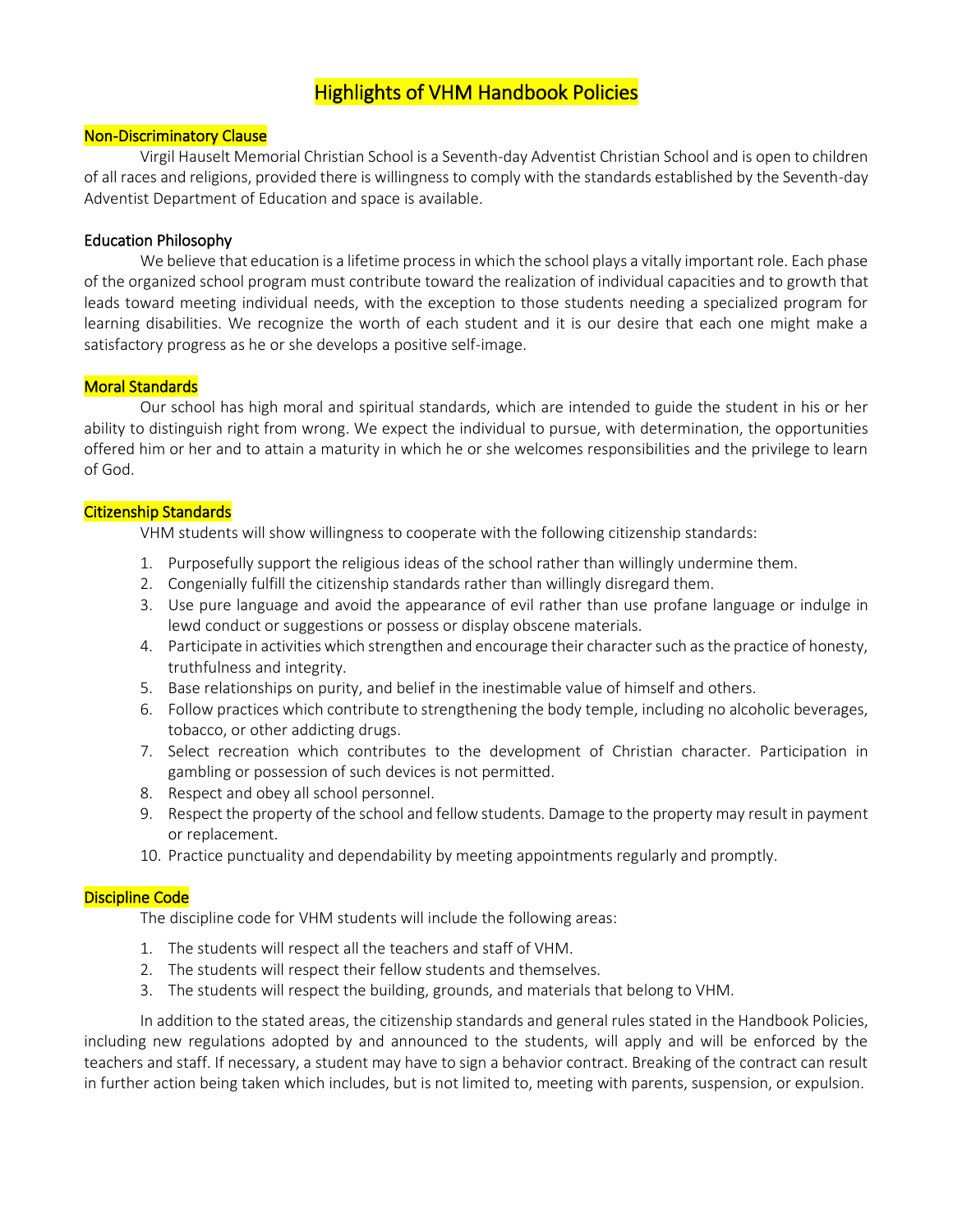# Highlights of VHM Handbook Policies

## Non-Discriminatory Clause

Virgil Hauselt Memorial Christian School is a Seventh-day Adventist Christian School and is open to children of all races and religions, provided there is willingness to comply with the standards established by the Seventh-day Adventist Department of Education and space is available.

## Education Philosophy

We believe that education is a lifetime process in which the school plays a vitally important role. Each phase of the organized school program must contribute toward the realization of individual capacities and to growth that leads toward meeting individual needs, with the exception to those students needing a specialized program for learning disabilities. We recognize the worth of each student and it is our desire that each one might make a satisfactory progress as he or she develops a positive self-image.

## Moral Standards

Our school has high moral and spiritual standards, which are intended to guide the student in his or her ability to distinguish right from wrong. We expect the individual to pursue, with determination, the opportunities offered him or her and to attain a maturity in which he or she welcomes responsibilities and the privilege to learn of God.

## Citizenship Standards

VHM students will show willingness to cooperate with the following citizenship standards:

1. Purposefully support the religious ideas of the school rather than willingly undermine them.
2. Congenially fulfill the citizenship standards rather than willingly disregard them.
3. Use pure language and avoid the appearance of evil rather than use profane language or indulge in lewd conduct or suggestions or possess or display obscene materials.
4. Participate in activities which strengthen and encourage their character such as the practice of honesty, truthfulness and integrity.
5. Base relationships on purity, and belief in the inestimable value of himself and others.
6. Follow practices which contribute to strengthening the body temple, including no alcoholic beverages, tobacco, or other addicting drugs.
7. Select recreation which contributes to the development of Christian character. Participation in gambling or possession of such devices is not permitted.
8. Respect and obey all school personnel.
9. Respect the property of the school and fellow students. Damage to the property may result in payment or replacement.
10. Practice punctuality and dependability by meeting appointments regularly and promptly.

## Discipline Code

The discipline code for VHM students will include the following areas:

1. The students will respect all the teachers and staff of VHM.
2. The students will respect their fellow students and themselves.
3. The students will respect the building, grounds, and materials that belong to VHM.

In addition to the stated areas, the citizenship standards and general rules stated in the Handbook Policies, including new regulations adopted by and announced to the students, will apply and will be enforced by the teachers and staff. If necessary, a student may have to sign a behavior contract. Breaking of the contract can result in further action being taken which includes, but is not limited to, meeting with parents, suspension, or expulsion.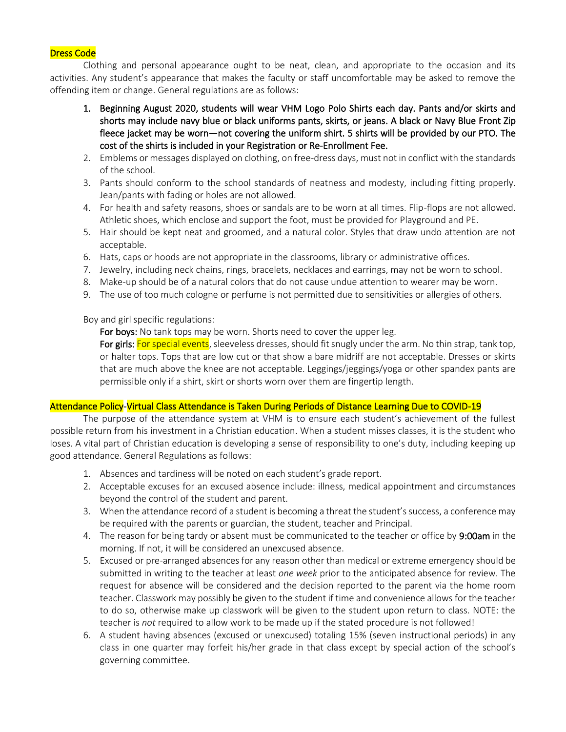## Dress Code

Clothing and personal appearance ought to be neat, clean, and appropriate to the occasion and its activities. Any student's appearance that makes the faculty or staff uncomfortable may be asked to remove the offending item or change. General regulations are as follows:

1. **Beginning August 2020, students will wear VHM Logo Polo Shirts each day. Pants and/or skirts and shorts may include navy blue or black uniforms pants, skirts, or jeans. A black or Navy Blue Front Zip fleece jacket may be worn—not covering the uniform shirt. 5 shirts will be provided by our PTO. The cost of the shirts is included in your Registration or Re-Enrollment Fee.**
2. Emblems or messages displayed on clothing, on free-dress days, must not in conflict with the standards of the school.
3. Pants should conform to the school standards of neatness and modesty, including fitting properly. Jean/pants with fading or holes are not allowed.
4. For health and safety reasons, shoes or sandals are to be worn at all times. Flip-flops are not allowed. Athletic shoes, which enclose and support the foot, must be provided for Playground and PE.
5. Hair should be kept neat and groomed, and a natural color. Styles that draw undo attention are not acceptable.
6. Hats, caps or hoods are not appropriate in the classrooms, library or administrative offices.
7. Jewelry, including neck chains, rings, bracelets, necklaces and earrings, may not be worn to school.
8. Make-up should be of a natural colors that do not cause undue attention to wearer may be worn.
9. The use of too much cologne or perfume is not permitted due to sensitivities or allergies of others.

Boy and girl specific regulations:

**For boys:** No tank tops may be worn. Shorts need to cover the upper leg.

**For girls:** For special events, sleeveless dresses, should fit snugly under the arm. No thin strap, tank top, or halter tops. Tops that are low cut or that show a bare midriff are not acceptable. Dresses or skirts that are much above the knee are not acceptable. Leggings/jeggings/yoga or other spandex pants are permissible only if a shirt, skirt or shorts worn over them are fingertip length.

## Attendance Policy-Virtual Class Attendance is Taken During Periods of Distance Learning Due to COVID-19

The purpose of the attendance system at VHM is to ensure each student's achievement of the fullest possible return from his investment in a Christian education. When a student misses classes, it is the student who loses. A vital part of Christian education is developing a sense of responsibility to one's duty, including keeping up good attendance. General Regulations as follows:

1. Absences and tardiness will be noted on each student's grade report.
2. Acceptable excuses for an excused absence include: illness, medical appointment and circumstances beyond the control of the student and parent.
3. When the attendance record of a student is becoming a threat the student's success, a conference may be required with the parents or guardian, the student, teacher and Principal.
4. The reason for being tardy or absent must be communicated to the teacher or office by **9:00am** in the morning. If not, it will be considered an unexcused absence.
5. Excused or pre-arranged absences for any reason other than medical or extreme emergency should be submitted in writing to the teacher at least *one week* prior to the anticipated absence for review. The request for absence will be considered and the decision reported to the parent via the home room teacher. Classwork may possibly be given to the student if time and convenience allows for the teacher to do so, otherwise make up classwork will be given to the student upon return to class. NOTE: the teacher is *not* required to allow work to be made up if the stated procedure is not followed!
6. A student having absences (excused or unexcused) totaling 15% (seven instructional periods) in any class in one quarter may forfeit his/her grade in that class except by special action of the school's governing committee.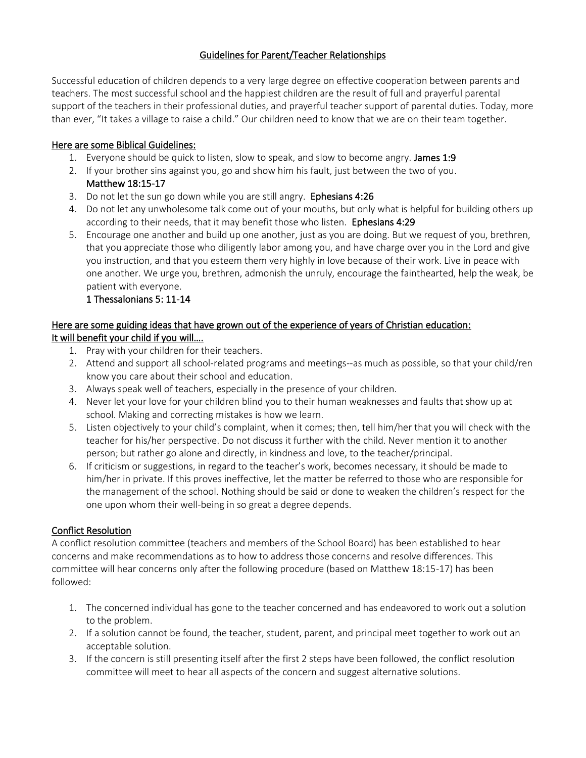# Guidelines for Parent/Teacher Relationships

Successful education of children depends to a very large degree on effective cooperation between parents and teachers. The most successful school and the happiest children are the result of full and prayerful parental support of the teachers in their professional duties, and prayerful teacher support of parental duties. Today, more than ever, "It takes a village to raise a child." Our children need to know that we are on their team together.

## Here are some Biblical Guidelines:

1. Everyone should be quick to listen, slow to speak, and slow to become angry. **James 1:9**
2. If your brother sins against you, go and show him his fault, just between the two of you. **Matthew 18:15-17**
3. Do not let the sun go down while you are still angry. **Ephesians 4:26**
4. Do not let any unwholesome talk come out of your mouths, but only what is helpful for building others up according to their needs, that it may benefit those who listen. **Ephesians 4:29**
5. Encourage one another and build up one another, just as you are doing. But we request of you, brethren, that you appreciate those who diligently labor among you, and have charge over you in the Lord and give you instruction, and that you esteem them very highly in love because of their work. Live in peace with one another. We urge you, brethren, admonish the unruly, encourage the fainthearted, help the weak, be patient with everyone.
   **1 Thessalonians 5: 11-14**

## Here are some guiding ideas that have grown out of the experience of years of Christian education:
## It will benefit your child if you will….

1. Pray with your children for their teachers.
2. Attend and support all school-related programs and meetings--as much as possible, so that your child/ren know you care about their school and education.
3. Always speak well of teachers, especially in the presence of your children.
4. Never let your love for your children blind you to their human weaknesses and faults that show up at school. Making and correcting mistakes is how we learn.
5. Listen objectively to your child's complaint, when it comes; then, tell him/her that you will check with the teacher for his/her perspective. Do not discuss it further with the child. Never mention it to another person; but rather go alone and directly, in kindness and love, to the teacher/principal.
6. If criticism or suggestions, in regard to the teacher's work, becomes necessary, it should be made to him/her in private. If this proves ineffective, let the matter be referred to those who are responsible for the management of the school. Nothing should be said or done to weaken the children's respect for the one upon whom their well-being in so great a degree depends.

## Conflict Resolution

A conflict resolution committee (teachers and members of the School Board) has been established to hear concerns and make recommendations as to how to address those concerns and resolve differences. This committee will hear concerns only after the following procedure (based on Matthew 18:15-17) has been followed:

1. The concerned individual has gone to the teacher concerned and has endeavored to work out a solution to the problem.
2. If a solution cannot be found, the teacher, student, parent, and principal meet together to work out an acceptable solution.
3. If the concern is still presenting itself after the first 2 steps have been followed, the conflict resolution committee will meet to hear all aspects of the concern and suggest alternative solutions.